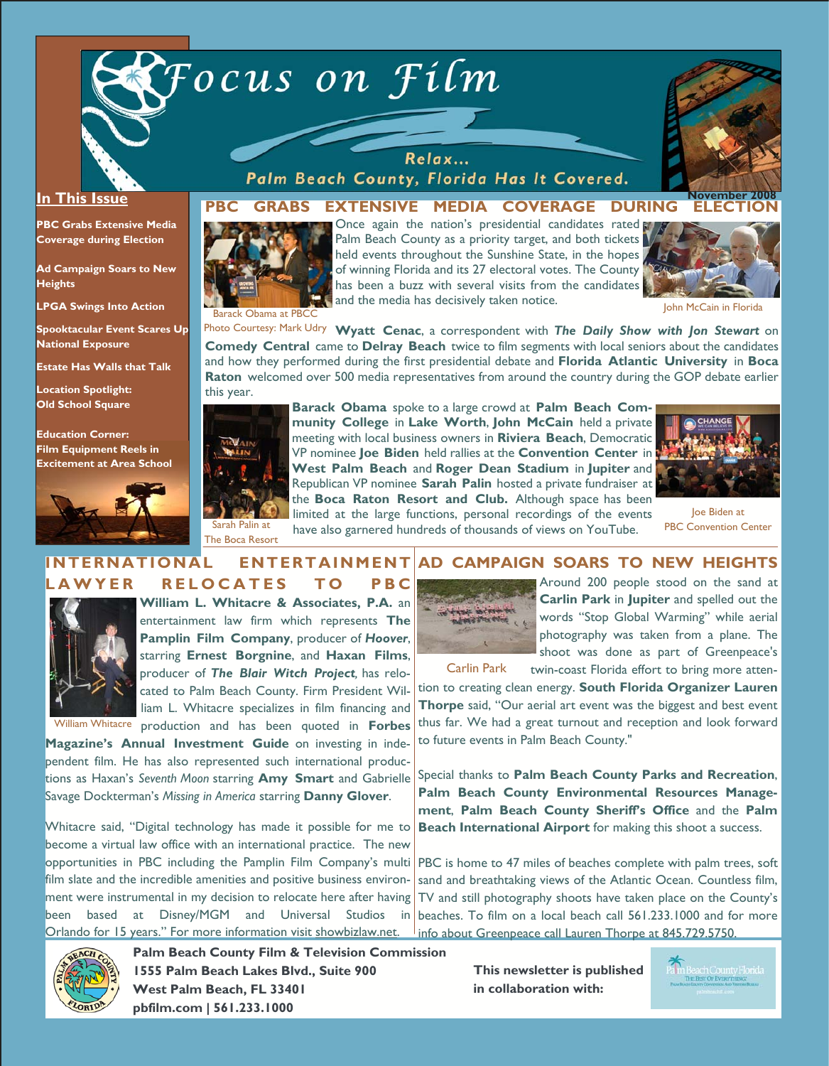# Focus on Film

Relax...
Palm Beach County, Florida Has It Covered.

November 2008

## In This Issue

- **PBC Grabs Extensive Media Coverage during Election**
- **Ad Campaign Soars to New Heights**
- **LPGA Swings Into Action**
- **Spooktacular Event Scares Up National Exposure**
- **Estate Has Walls that Talk**
- **Location Spotlight: Old School Square**
- **Education Corner: Film Equipment Reels in Excitement at Area School**

## PBC GRABS EXTENSIVE MEDIA COVERAGE DURING ELECTION

Barack Obama at PBCC
Photo Courtesy: Mark Udry

John McCain in Florida

Once again the nation's presidential candidates rated Palm Beach County as a priority target, and both tickets held events throughout the Sunshine State, in the hopes of winning Florida and its 27 electoral votes. The County has been a buzz with several visits from the candidates and the media has decisively taken notice.

**Wyatt Cenac**, a correspondent with ***The Daily Show with Jon Stewart*** on **Comedy Central** came to **Delray Beach** twice to film segments with local seniors about the candidates and how they performed during the first presidential debate and **Florida Atlantic University** in **Boca Raton** welcomed over 500 media representatives from around the country during the GOP debate earlier this year.

Sarah Palin at The Boca Resort

Joe Biden at PBC Convention Center

**Barack Obama** spoke to a large crowd at **Palm Beach Community College** in **Lake Worth**, **John McCain** held a private meeting with local business owners in **Riviera Beach**, Democratic VP nominee **Joe Biden** held rallies at the **Convention Center** in **West Palm Beach** and **Roger Dean Stadium** in **Jupiter** and Republican VP nominee **Sarah Palin** hosted a private fundraiser at the **Boca Raton Resort and Club.** Although space has been limited at the large functions, personal recordings of the events have also garnered hundreds of thousands of views on YouTube.

## INTERNATIONAL ENTERTAINMENT LAWYER RELOCATES TO PBC

William Whitacre

**William L. Whitacre & Associates, P.A.** an entertainment law firm which represents **The Pamplin Film Company**, producer of ***Hoover***, starring **Ernest Borgnine**, and **Haxan Films**, producer of ***The Blair Witch Project***, has relocated to Palm Beach County. Firm President William L. Whitacre specializes in film financing and production and has been quoted in **Forbes Magazine's Annual Investment Guide** on investing in independent film. He has also represented such international productions as Haxan's *Seventh Moon* starring **Amy Smart** and Gabrielle Savage Dockterman's *Missing in America* starring **Danny Glover**.

Whitacre said, "Digital technology has made it possible for me to become a virtual law office with an international practice. The new opportunities in PBC including the Pamplin Film Company's multi film slate and the incredible amenities and positive business environment were instrumental in my decision to relocate here after having been based at Disney/MGM and Universal Studios in Orlando for 15 years." For more information visit showbizlaw.net.

## AD CAMPAIGN SOARS TO NEW HEIGHTS

Carlin Park

Around 200 people stood on the sand at **Carlin Park** in **Jupiter** and spelled out the words "Stop Global Warming" while aerial photography was taken from a plane. The shoot was done as part of Greenpeace's twin-coast Florida effort to bring more attention to creating clean energy. **South Florida Organizer Lauren Thorpe** said, "Our aerial art event was the biggest and best event thus far. We had a great turnout and reception and look forward to future events in Palm Beach County."

Special thanks to **Palm Beach County Parks and Recreation**, **Palm Beach County Environmental Resources Management**, **Palm Beach County Sheriff's Office** and the **Palm Beach International Airport** for making this shoot a success.

PBC is home to 47 miles of beaches complete with palm trees, soft sand and breathtaking views of the Atlantic Ocean. Countless film, TV and still photography shoots have taken place on the County's beaches. To film on a local beach call 561.233.1000 and for more info about Greenpeace call Lauren Thorpe at 845.729.5750.

**Palm Beach County Film & Television Commission**
**1555 Palm Beach Lakes Blvd., Suite 900**
**West Palm Beach, FL 33401**
**pbfilm.com | 561.233.1000**

**This newsletter is published in collaboration with:**

Palm Beach County Florida — The Best of Everything — Palm Beach County Convention and Visitors Bureau — palmbeachfl.com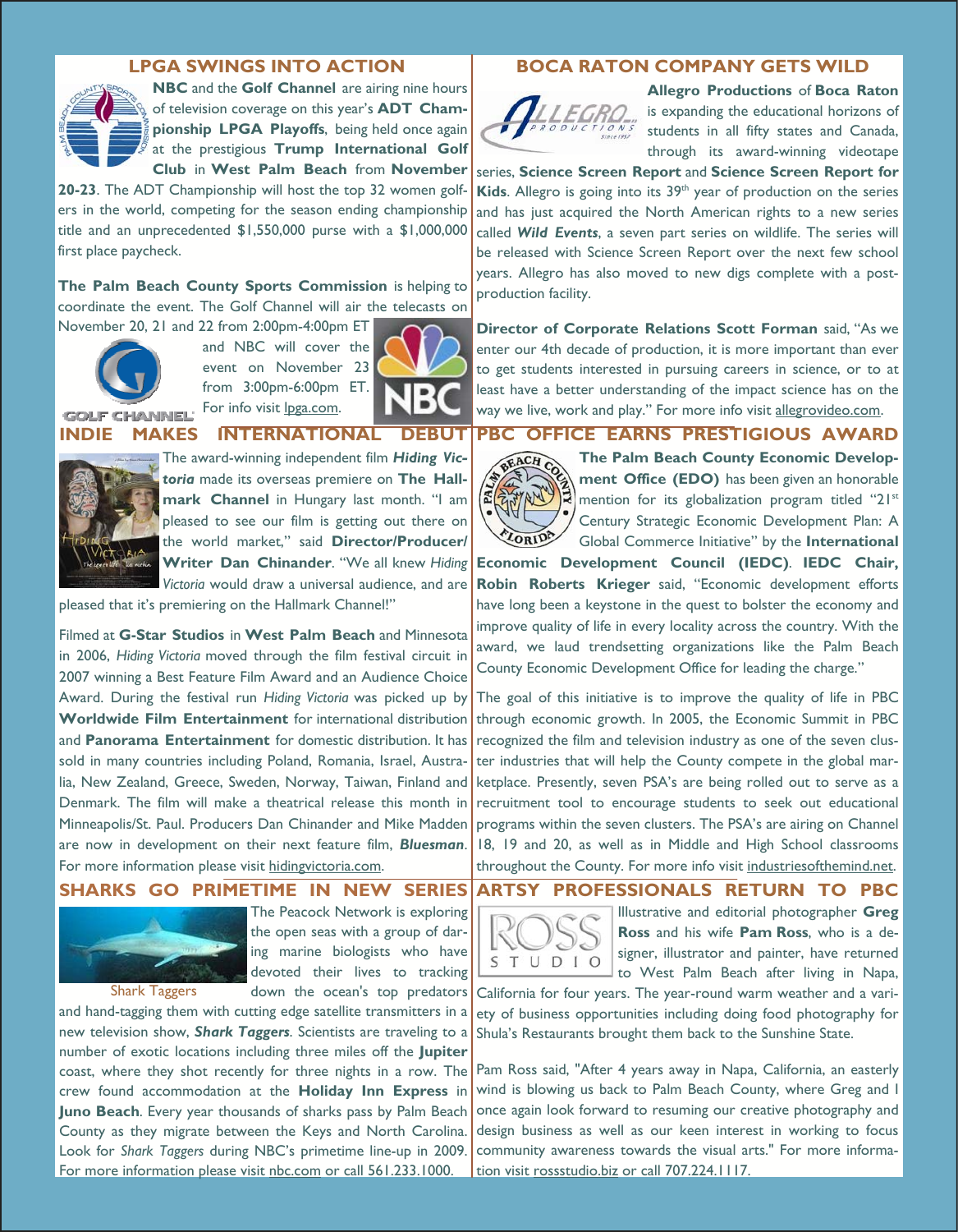## LPGA SWINGS INTO ACTION

**NBC** and the **Golf Channel** are airing nine hours of television coverage on this year's **ADT Championship LPGA Playoffs**, being held once again at the prestigious **Trump International Golf Club** in **West Palm Beach** from **November 20-23**. The ADT Championship will host the top 32 women golfers in the world, competing for the season ending championship title and an unprecedented $1,550,000 purse with a $1,000,000 first place paycheck.

**The Palm Beach County Sports Commission** is helping to coordinate the event. The Golf Channel will air the telecasts on November 20, 21 and 22 from 2:00pm-4:00pm ET and NBC will cover the event on November 23 from 3:00pm-6:00pm ET. For info visit lpga.com.

## INDIE MAKES INTERNATIONAL DEBUT

The award-winning independent film ***Hiding Victoria*** made its overseas premiere on **The Hallmark Channel** in Hungary last month. "I am pleased to see our film is getting out there on the world market," said **Director/Producer/Writer Dan Chinander**. "We all knew *Hiding Victoria* would draw a universal audience, and are pleased that it's premiering on the Hallmark Channel!"

Filmed at **G-Star Studios** in **West Palm Beach** and Minnesota in 2006, *Hiding Victoria* moved through the film festival circuit in 2007 winning a Best Feature Film Award and an Audience Choice Award. During the festival run *Hiding Victoria* was picked up by **Worldwide Film Entertainment** for international distribution and **Panorama Entertainment** for domestic distribution. It has sold in many countries including Poland, Romania, Israel, Australia, New Zealand, Greece, Sweden, Norway, Taiwan, Finland and Denmark. The film will make a theatrical release this month in Minneapolis/St. Paul. Producers Dan Chinander and Mike Madden are now in development on their next feature film, ***Bluesman***. For more information please visit hidingvictoria.com.

## SHARKS GO PRIMETIME IN NEW SERIES

Shark Taggers

The Peacock Network is exploring the open seas with a group of daring marine biologists who have devoted their lives to tracking down the ocean's top predators and hand-tagging them with cutting edge satellite transmitters in a new television show, ***Shark Taggers***. Scientists are traveling to a number of exotic locations including three miles off the **Jupiter** coast, where they shot recently for three nights in a row. The crew found accommodation at the **Holiday Inn Express** in **Juno Beach**. Every year thousands of sharks pass by Palm Beach County as they migrate between the Keys and North Carolina. Look for *Shark Taggers* during NBC's primetime line-up in 2009. For more information please visit nbc.com or call 561.233.1000.

## BOCA RATON COMPANY GETS WILD

**Allegro Productions** of **Boca Raton** is expanding the educational horizons of students in all fifty states and Canada, through its award-winning videotape series, **Science Screen Report** and **Science Screen Report for Kids**. Allegro is going into its 39th year of production on the series and has just acquired the North American rights to a new series called ***Wild Events***, a seven part series on wildlife. The series will be released with Science Screen Report over the next few school years. Allegro has also moved to new digs complete with a post-production facility.

**Director of Corporate Relations Scott Forman** said, "As we enter our 4th decade of production, it is more important than ever to get students interested in pursuing careers in science, or to at least have a better understanding of the impact science has on the way we live, work and play." For more info visit allegrovideo.com.

## PBC OFFICE EARNS PRESTIGIOUS AWARD

**The Palm Beach County Economic Development Office (EDO)** has been given an honorable mention for its globalization program titled "21st Century Strategic Economic Development Plan: A Global Commerce Initiative" by the **International Economic Development Council (IEDC)**. **IEDC Chair, Robin Roberts Krieger** said, "Economic development efforts have long been a keystone in the quest to bolster the economy and improve quality of life in every locality across the country. With the award, we laud trendsetting organizations like the Palm Beach County Economic Development Office for leading the charge."

The goal of this initiative is to improve the quality of life in PBC through economic growth. In 2005, the Economic Summit in PBC recognized the film and television industry as one of the seven cluster industries that will help the County compete in the global marketplace. Presently, seven PSA's are being rolled out to serve as a recruitment tool to encourage students to seek out educational programs within the seven clusters. The PSA's are airing on Channel 18, 19 and 20, as well as in Middle and High School classrooms throughout the County. For more info visit industriesofthemind.net.

## ARTSY PROFESSIONALS RETURN TO PBC

Illustrative and editorial photographer **Greg Ross** and his wife **Pam Ross**, who is a designer, illustrator and painter, have returned to West Palm Beach after living in Napa, California for four years. The year-round warm weather and a variety of business opportunities including doing food photography for Shula's Restaurants brought them back to the Sunshine State.

Pam Ross said, "After 4 years away in Napa, California, an easterly wind is blowing us back to Palm Beach County, where Greg and I once again look forward to resuming our creative photography and design business as well as our keen interest in working to focus community awareness towards the visual arts." For more information visit rossstudio.biz or call 707.224.1117.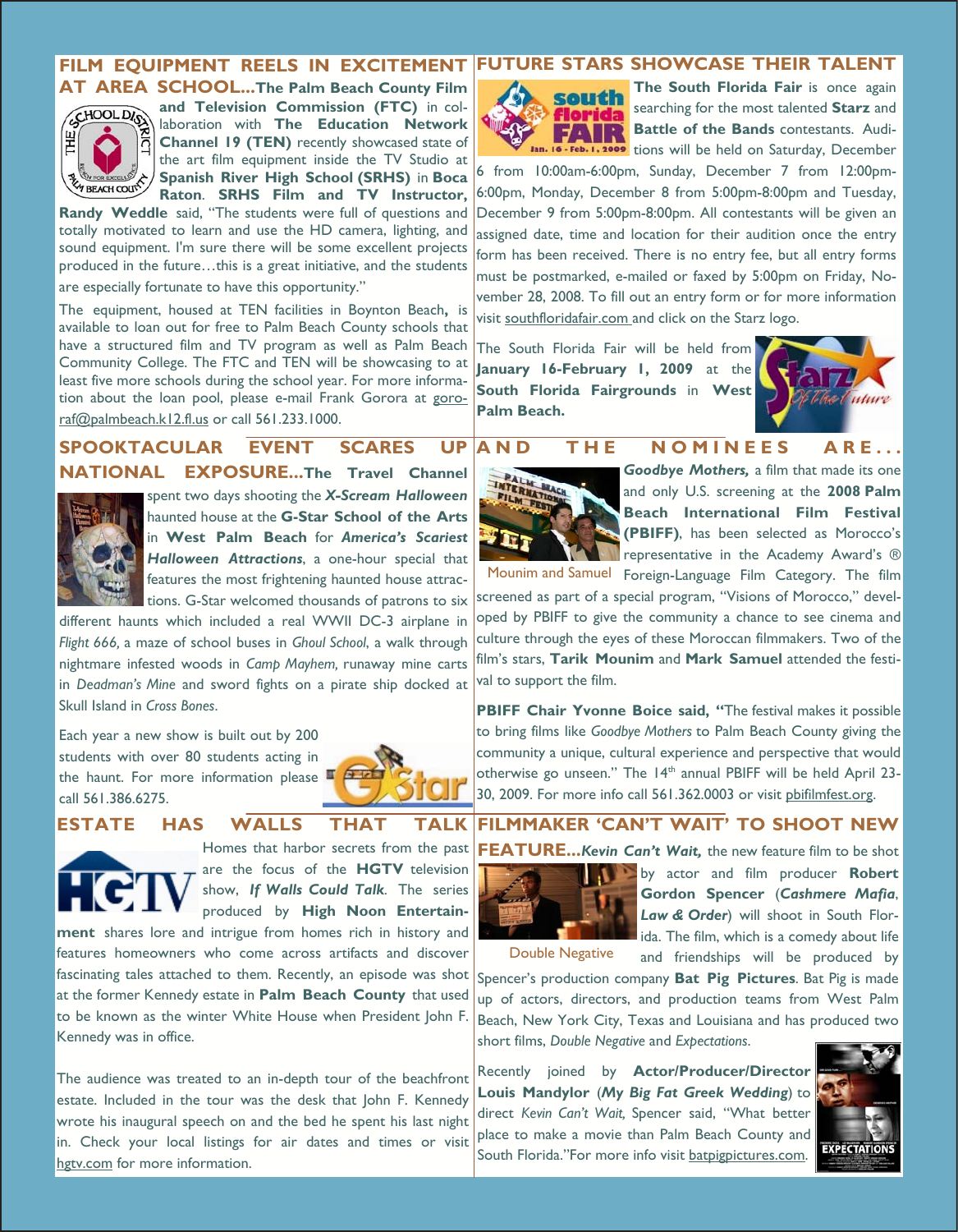## FILM EQUIPMENT REELS IN EXCITEMENT AT AREA SCHOOL...

**The Palm Beach County Film and Television Commission (FTC)** in collaboration with **The Education Network Channel 19 (TEN)** recently showcased state of the art film equipment inside the TV Studio at **Spanish River High School (SRHS)** in **Boca Raton**. **SRHS Film and TV Instructor, Randy Weddle** said, "The students were full of questions and totally motivated to learn and use the HD camera, lighting, and sound equipment. I'm sure there will be some excellent projects produced in the future…this is a great initiative, and the students are especially fortunate to have this opportunity."

The equipment, housed at TEN facilities in Boynton Beach, is available to loan out for free to Palm Beach County schools that have a structured film and TV program as well as Palm Beach Community College. The FTC and TEN will be showcasing to at least five more schools during the school year. For more information about the loan pool, please e-mail Frank Gorora at gororaf@palmbeach.k12.fl.us or call 561.233.1000.

## SPOOKTACULAR EVENT SCARES UP NATIONAL EXPOSURE...

The Travel Channel spent two days shooting the ***X-Scream Halloween*** haunted house at the **G-Star School of the Arts** in **West Palm Beach** for ***America's Scariest Halloween Attractions***, a one-hour special that features the most frightening haunted house attractions. G-Star welcomed thousands of patrons to six different haunts which included a real WWII DC-3 airplane in *Flight 666,* a maze of school buses in *Ghoul School*, a walk through nightmare infested woods in *Camp Mayhem,* runaway mine carts in *Deadman's Mine* and sword fights on a pirate ship docked at Skull Island in *Cross Bones*.

Each year a new show is built out by 200 students with over 80 students acting in the haunt. For more information please call 561.386.6275.

## ESTATE HAS WALLS THAT TALK

Homes that harbor secrets from the past are the focus of the **HGTV** television show, ***If Walls Could Talk***. The series produced by **High Noon Entertainment** shares lore and intrigue from homes rich in history and features homeowners who come across artifacts and discover fascinating tales attached to them. Recently, an episode was shot at the former Kennedy estate in **Palm Beach County** that used to be known as the winter White House when President John F. Kennedy was in office.

The audience was treated to an in-depth tour of the beachfront estate. Included in the tour was the desk that John F. Kennedy wrote his inaugural speech on and the bed he spent his last night in. Check your local listings for air dates and times or visit hgtv.com for more information.

## FUTURE STARS SHOWCASE THEIR TALENT

**The South Florida Fair** is once again searching for the most talented **Starz** and **Battle of the Bands** contestants. Auditions will be held on Saturday, December 6 from 10:00am-6:00pm, Sunday, December 7 from 12:00pm-6:00pm, Monday, December 8 from 5:00pm-8:00pm and Tuesday, December 9 from 5:00pm-8:00pm. All contestants will be given an assigned date, time and location for their audition once the entry form has been received. There is no entry fee, but all entry forms must be postmarked, e-mailed or faxed by 5:00pm on Friday, November 28, 2008. To fill out an entry form or for more information visit southfloridafair.com and click on the Starz logo.

The South Florida Fair will be held from **January 16-February 1, 2009** at the **South Florida Fairgrounds** in **West Palm Beach.**

## AND THE NOMINEES ARE...

***Goodbye Mothers,*** a film that made its one and only U.S. screening at the **2008 Palm Beach International Film Festival (PBIFF)**, has been selected as Morocco's representative in the Academy Award's ® Foreign-Language Film Category. The film screened as part of a special program, "Visions of Morocco," developed by PBIFF to give the community a chance to see cinema and culture through the eyes of these Moroccan filmmakers. Two of the film's stars, **Tarik Mounim** and **Mark Samuel** attended the festival to support the film.

Mounim and Samuel

**PBIFF Chair Yvonne Boice said, "**The festival makes it possible to bring films like *Goodbye Mothers* to Palm Beach County giving the community a unique, cultural experience and perspective that would otherwise go unseen." The 14th annual PBIFF will be held April 23-30, 2009. For more info call 561.362.0003 or visit pbifilmfest.org.

## FILMMAKER 'CAN'T WAIT' TO SHOOT NEW FEATURE...

***Kevin Can't Wait,*** the new feature film to be shot by actor and film producer **Robert Gordon Spencer** (***Cashmere Mafia***, ***Law & Order***) will shoot in South Florida. The film, which is a comedy about life and friendships will be produced by Spencer's production company **Bat Pig Pictures**. Bat Pig is made up of actors, directors, and production teams from West Palm Beach, New York City, Texas and Louisiana and has produced two short films, *Double Negative* and *Expectations*.

Double Negative

Recently joined by **Actor/Producer/Director Louis Mandylor** (***My Big Fat Greek Wedding***) to direct *Kevin Can't Wait,* Spencer said, "What better place to make a movie than Palm Beach County and South Florida."For more info visit batpigpictures.com.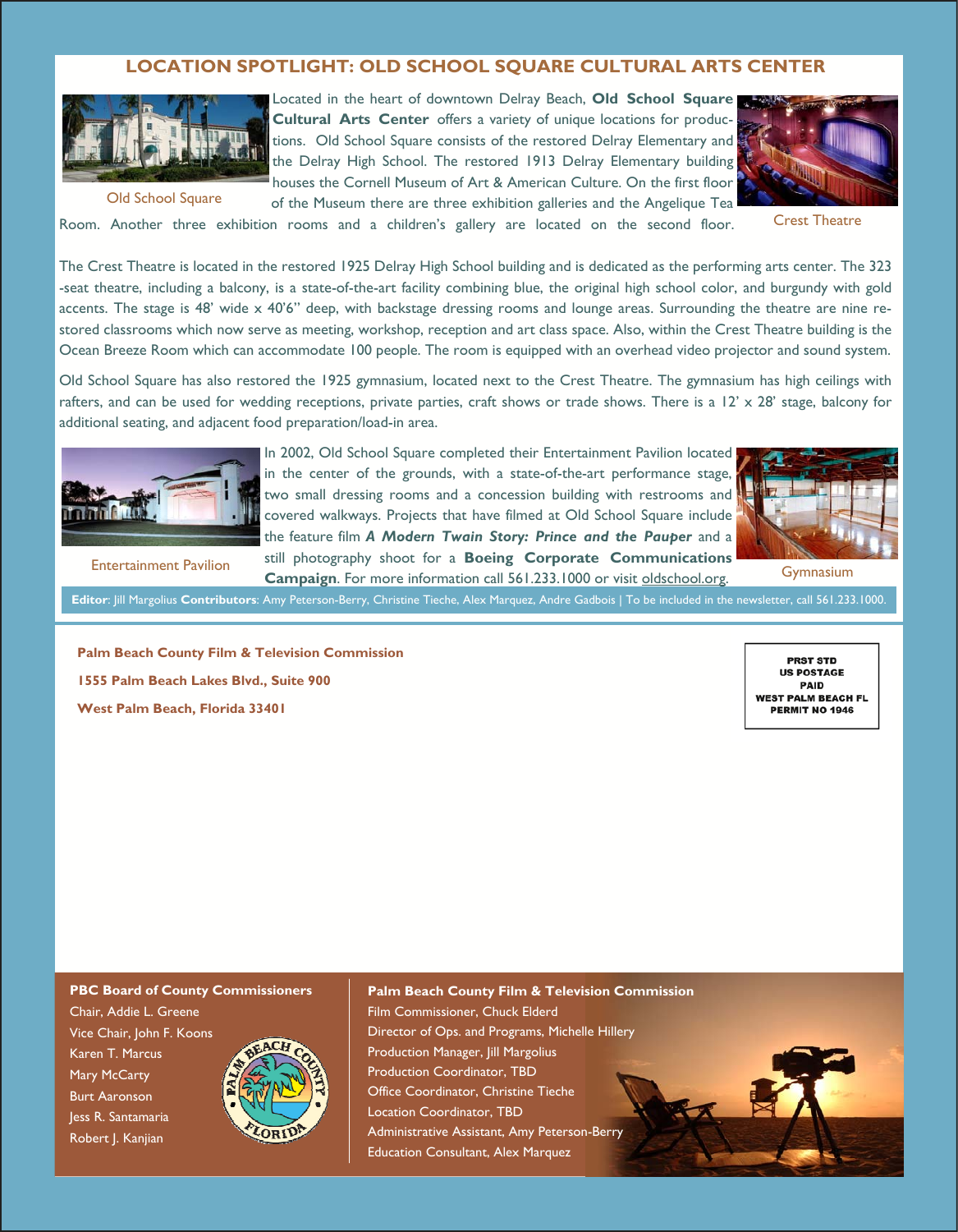## LOCATION SPOTLIGHT: OLD SCHOOL SQUARE CULTURAL ARTS CENTER

Old School Square

Located in the heart of downtown Delray Beach, **Old School Square Cultural Arts Center** offers a variety of unique locations for productions. Old School Square consists of the restored Delray Elementary and the Delray High School. The restored 1913 Delray Elementary building houses the Cornell Museum of Art & American Culture. On the first floor of the Museum there are three exhibition galleries and the Angelique Tea Room. Another three exhibition rooms and a children's gallery are located on the second floor.

Crest Theatre

The Crest Theatre is located in the restored 1925 Delray High School building and is dedicated as the performing arts center. The 323-seat theatre, including a balcony, is a state-of-the-art facility combining blue, the original high school color, and burgundy with gold accents. The stage is 48' wide x 40'6" deep, with backstage dressing rooms and lounge areas. Surrounding the theatre are nine restored classrooms which now serve as meeting, workshop, reception and art class space. Also, within the Crest Theatre building is the Ocean Breeze Room which can accommodate 100 people. The room is equipped with an overhead video projector and sound system.

Old School Square has also restored the 1925 gymnasium, located next to the Crest Theatre. The gymnasium has high ceilings with rafters, and can be used for wedding receptions, private parties, craft shows or trade shows. There is a 12' x 28' stage, balcony for additional seating, and adjacent food preparation/load-in area.

In 2002, Old School Square completed their Entertainment Pavilion located in the center of the grounds, with a state-of-the-art performance stage, two small dressing rooms and a concession building with restrooms and covered walkways. Projects that have filmed at Old School Square include the feature film ***A Modern Twain Story: Prince and the Pauper*** and a still photography shoot for a **Boeing Corporate Communications Campaign**. For more information call 561.233.1000 or visit oldschool.org.

Entertainment Pavilion

Gymnasium

**Editor**: Jill Margolius **Contributors**: Amy Peterson-Berry, Christine Tieche, Alex Marquez, Andre Gadbois | To be included in the newsletter, call 561.233.1000.

**Palm Beach County Film & Television Commission**

**1555 Palm Beach Lakes Blvd., Suite 900**

**West Palm Beach, Florida 33401**

PRST STD
US POSTAGE
PAID
WEST PALM BEACH FL
PERMIT NO 1946

**PBC Board of County Commissioners**

Chair, Addie L. Greene
Vice Chair, John F. Koons
Karen T. Marcus
Mary McCarty
Burt Aaronson
Jess R. Santamaria
Robert J. Kanjian

**Palm Beach County Film & Television Commission**

Film Commissioner, Chuck Elderd
Director of Ops. and Programs, Michelle Hillery
Production Manager, Jill Margolius
Production Coordinator, TBD
Office Coordinator, Christine Tieche
Location Coordinator, TBD
Administrative Assistant, Amy Peterson-Berry
Education Consultant, Alex Marquez